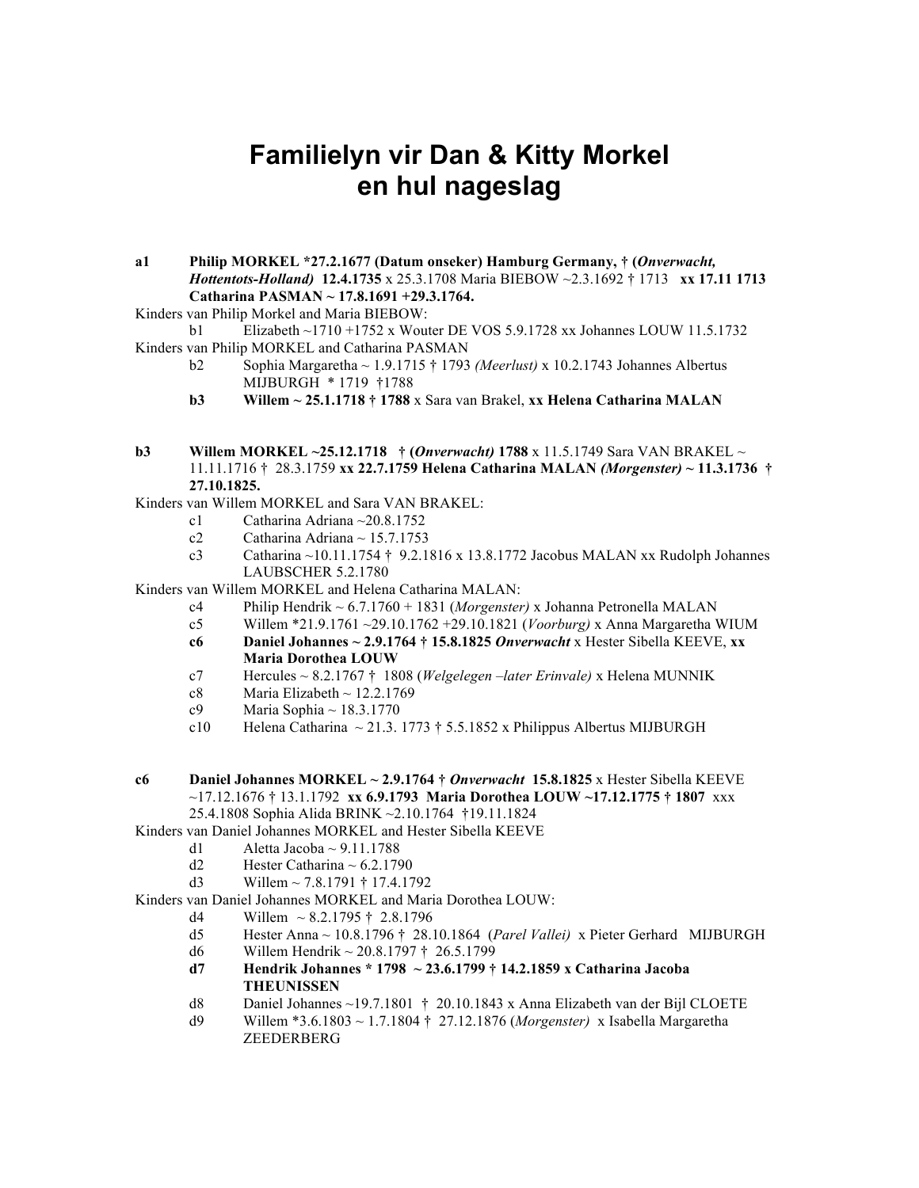# Familielyn vir Dan & Kitty Morkel en hul nageslag

**a1 Philip MORKEL *27.2.1677 (Datum onseker) Hamburg Germany, † (*Onverwacht, Hottentots-Holland*) 12.4.1735** x 25.3.1708 Maria BIEBOW ~2.3.1692 † 1713 **xx 17.11 1713 Catharina PASMAN ~ 17.8.1691 +29.3.1764.**

Kinders van Philip Morkel and Maria BIEBOW:

- b1 Elizabeth ~1710 +1752 x Wouter DE VOS 5.9.1728 xx Johannes LOUW 11.5.1732

Kinders van Philip MORKEL and Catharina PASMAN

- b2 Sophia Margaretha ~ 1.9.1715 † 1793 *(Meerlust)* x 10.2.1743 Johannes Albertus MIJBURGH * 1719 †1788
- **b3 Willem ~ 25.1.1718 † 1788** x Sara van Brakel, **xx Helena Catharina MALAN**

**b3 Willem MORKEL ~25.12.1718 † (*Onverwacht*) 1788** x 11.5.1749 Sara VAN BRAKEL ~ 11.11.1716 † 28.3.1759 **xx 22.7.1759 Helena Catharina MALAN *(Morgenster)* ~ 11.3.1736 † 27.10.1825.**

Kinders van Willem MORKEL and Sara VAN BRAKEL:

- c1 Catharina Adriana ~20.8.1752
- c2 Catharina Adriana ~ 15.7.1753
- c3 Catharina ~10.11.1754 † 9.2.1816 x 13.8.1772 Jacobus MALAN xx Rudolph Johannes LAUBSCHER 5.2.1780

Kinders van Willem MORKEL and Helena Catharina MALAN:

- c4 Philip Hendrik ~ 6.7.1760 + 1831 *(Morgenster)* x Johanna Petronella MALAN
- c5 Willem *21.9.1761 ~29.10.1762 +29.10.1821 (*Voorburg)* x Anna Margaretha WIUM
- **c6 Daniel Johannes ~ 2.9.1764 † 15.8.1825 *Onverwacht*** x Hester Sibella KEEVE, **xx Maria Dorothea LOUW**
- c7 Hercules ~ 8.2.1767 † 1808 (*Welgelegen –later Erinvale)* x Helena MUNNIK
- c8 Maria Elizabeth ~ 12.2.1769
- c9 Maria Sophia ~ 18.3.1770
- c10 Helena Catharina ~ 21.3. 1773 † 5.5.1852 x Philippus Albertus MIJBURGH

**c6 Daniel Johannes MORKEL ~ 2.9.1764 † *Onverwacht* 15.8.1825** x Hester Sibella KEEVE ~17.12.1676 † 13.1.1792 **xx 6.9.1793 Maria Dorothea LOUW ~17.12.1775 † 1807** xxx 25.4.1808 Sophia Alida BRINK ~2.10.1764 †19.11.1824

Kinders van Daniel Johannes MORKEL and Hester Sibella KEEVE

- d1 Aletta Jacoba ~ 9.11.1788
- d2 Hester Catharina ~ 6.2.1790
- d3 Willem ~ 7.8.1791 † 17.4.1792

Kinders van Daniel Johannes MORKEL and Maria Dorothea LOUW:

- d4 Willem ~ 8.2.1795 † 2.8.1796
- d5 Hester Anna ~ 10.8.1796 † 28.10.1864 (*Parel Vallei)* x Pieter Gerhard MIJBURGH
- d6 Willem Hendrik ~ 20.8.1797 † 26.5.1799
- **d7 Hendrik Johannes * 1798 ~ 23.6.1799 † 14.2.1859 x Catharina Jacoba THEUNISSEN**
- d8 Daniel Johannes ~19.7.1801 † 20.10.1843 x Anna Elizabeth van der Bijl CLOETE
- d9 Willem *3.6.1803 ~ 1.7.1804 † 27.12.1876 (*Morgenster)* x Isabella Margaretha ZEEDERBERG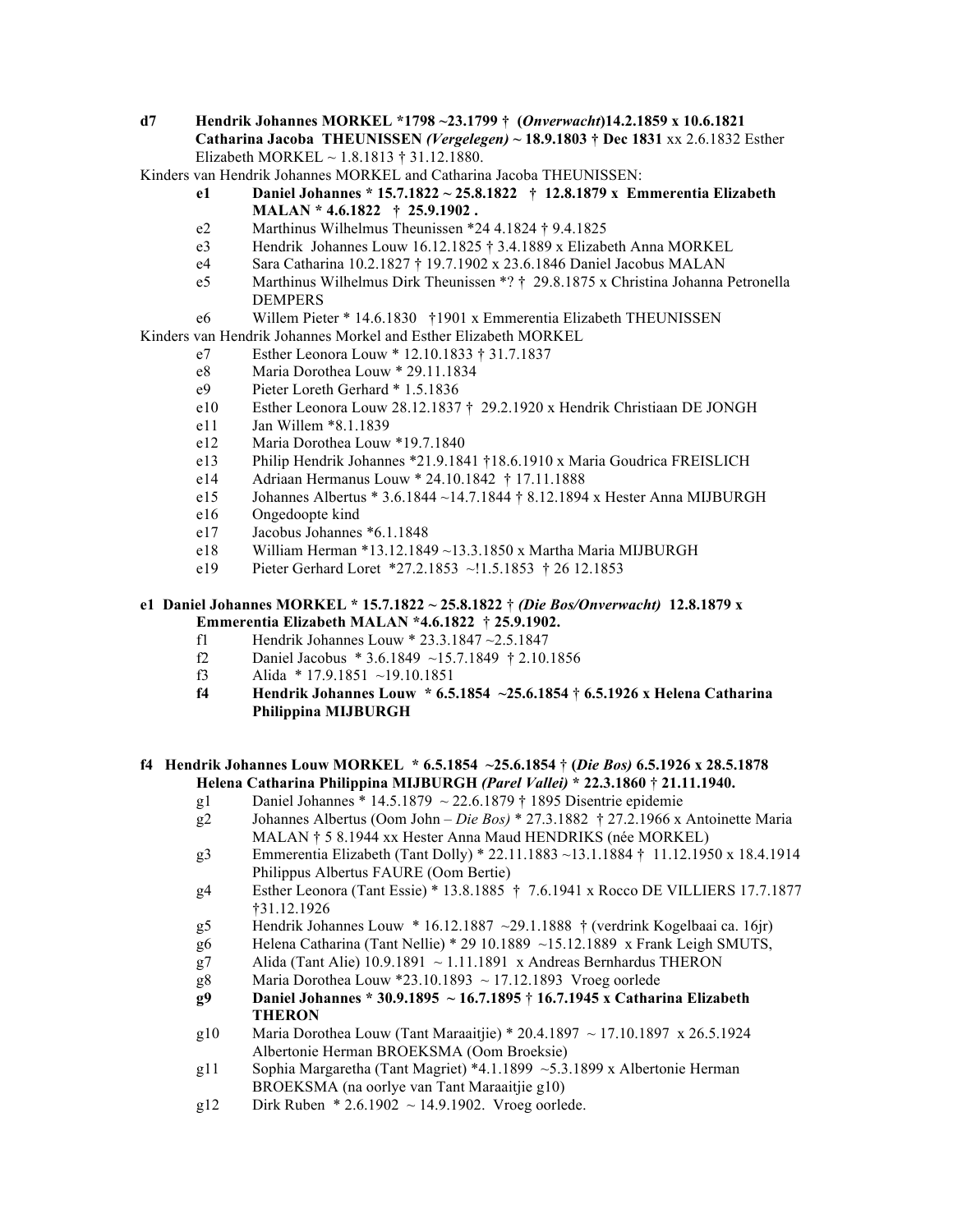**d7 Hendrik Johannes MORKEL *1798 ~23.1799 † (*Onverwacht*)14.2.1859 x 10.6.1821 Catharina Jacoba THEUNISSEN *(Vergelegen)* ~ 18.9.1803 † Dec 1831** xx 2.6.1832 Esther Elizabeth MORKEL ~ 1.8.1813 † 31.12.1880.

Kinders van Hendrik Johannes MORKEL and Catharina Jacoba THEUNISSEN:

- **e1 Daniel Johannes * 15.7.1822 ~ 25.8.1822 † 12.8.1879 x Emmerentia Elizabeth MALAN * 4.6.1822 † 25.9.1902 .**
- e2 Marthinus Wilhelmus Theunissen *24 4.1824 † 9.4.1825
- e3 Hendrik Johannes Louw 16.12.1825 † 3.4.1889 x Elizabeth Anna MORKEL
- e4 Sara Catharina 10.2.1827 † 19.7.1902 x 23.6.1846 Daniel Jacobus MALAN
- e5 Marthinus Wilhelmus Dirk Theunissen *? † 29.8.1875 x Christina Johanna Petronella DEMPERS
- e6 Willem Pieter * 14.6.1830 †1901 x Emmerentia Elizabeth THEUNISSEN

Kinders van Hendrik Johannes Morkel and Esther Elizabeth MORKEL

- e7 Esther Leonora Louw * 12.10.1833 † 31.7.1837
- e8 Maria Dorothea Louw * 29.11.1834
- e9 Pieter Loreth Gerhard * 1.5.1836
- e10 Esther Leonora Louw 28.12.1837 † 29.2.1920 x Hendrik Christiaan DE JONGH
- e11 Jan Willem *8.1.1839
- e12 Maria Dorothea Louw *19.7.1840
- e13 Philip Hendrik Johannes *21.9.1841 †18.6.1910 x Maria Goudrica FREISLICH
- e14 Adriaan Hermanus Louw * 24.10.1842 † 17.11.1888
- e15 Johannes Albertus * 3.6.1844 ~14.7.1844 † 8.12.1894 x Hester Anna MIJBURGH
- e16 Ongedoopte kind
- e17 Jacobus Johannes *6.1.1848
- e18 William Herman *13.12.1849 ~13.3.1850 x Martha Maria MIJBURGH
- e19 Pieter Gerhard Loret *27.2.1853 ~!1.5.1853 † 26 12.1853

**e1 Daniel Johannes MORKEL * 15.7.1822 ~ 25.8.1822 † *(Die Bos/Onverwacht)* 12.8.1879 x Emmerentia Elizabeth MALAN *4.6.1822 † 25.9.1902.**

- f1 Hendrik Johannes Louw * 23.3.1847 ~2.5.1847
- f2 Daniel Jacobus * 3.6.1849 ~15.7.1849 † 2.10.1856
- f3 Alida * 17.9.1851 ~19.10.1851
- **f4 Hendrik Johannes Louw * 6.5.1854 ~25.6.1854 † 6.5.1926 x Helena Catharina Philippina MIJBURGH**

**f4 Hendrik Johannes Louw MORKEL * 6.5.1854 ~25.6.1854 † (*Die Bos)* 6.5.1926 x 28.5.1878 Helena Catharina Philippina MIJBURGH *(Parel Vallei)* * 22.3.1860 † 21.11.1940.**

- g1 Daniel Johannes * 14.5.1879 ~ 22.6.1879 † 1895 Disentrie epidemie
- g2 Johannes Albertus (Oom John – *Die Bos)* * 27.3.1882 † 27.2.1966 x Antoinette Maria MALAN † 5 8.1944 xx Hester Anna Maud HENDRIKS (née MORKEL)
- g3 Emmerentia Elizabeth (Tant Dolly) * 22.11.1883 ~13.1.1884 † 11.12.1950 x 18.4.1914 Philippus Albertus FAURE (Oom Bertie)
- g4 Esther Leonora (Tant Essie) * 13.8.1885 † 7.6.1941 x Rocco DE VILLIERS 17.7.1877 †31.12.1926
- g5 Hendrik Johannes Louw * 16.12.1887 ~29.1.1888 † (verdrink Kogelbaai ca. 16jr)
- g6 Helena Catharina (Tant Nellie) * 29 10.1889 ~15.12.1889 x Frank Leigh SMUTS,
- g7 Alida (Tant Alie) 10.9.1891 ~ 1.11.1891 x Andreas Bernhardus THERON
- g8 Maria Dorothea Louw *23.10.1893 ~ 17.12.1893 Vroeg oorlede
- **g9 Daniel Johannes * 30.9.1895 ~ 16.7.1895 † 16.7.1945 x Catharina Elizabeth THERON**
- g10 Maria Dorothea Louw (Tant Maraaitjie) * 20.4.1897 ~ 17.10.1897 x 26.5.1924 Albertonie Herman BROEKSMA (Oom Broeksie)
- g11 Sophia Margaretha (Tant Magriet) *4.1.1899 ~5.3.1899 x Albertonie Herman BROEKSMA (na oorlye van Tant Maraaitjie g10)
- g12 Dirk Ruben * 2.6.1902 ~ 14.9.1902. Vroeg oorlede.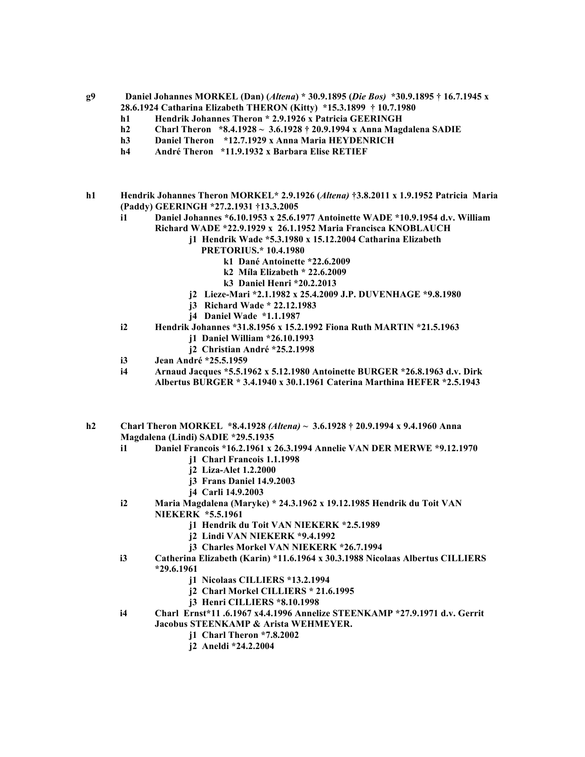**g9 Daniel Johannes MORKEL (Dan) (*Altena*) * 30.9.1895 (*Die Bos*) *30.9.1895 † 16.7.1945 x 28.6.1924 Catharina Elizabeth THERON (Kitty) *15.3.1899 † 10.7.1980**

- **h1 Hendrik Johannes Theron * 2.9.1926 x Patricia GEERINGH**
- **h2 Charl Theron *8.4.1928 ~ 3.6.1928 † 20.9.1994 x Anna Magdalena SADIE**
- **h3 Daniel Theron *12.7.1929 x Anna Maria HEYDENRICH**
- **h4 André Theron *11.9.1932 x Barbara Elise RETIEF**

**h1 Hendrik Johannes Theron MORKEL* 2.9.1926 (*Altena*) †3.8.2011 x 1.9.1952 Patricia Maria (Paddy) GEERINGH *27.2.1931 †13.3.2005**

- **i1 Daniel Johannes *6.10.1953 x 25.6.1977 Antoinette WADE *10.9.1954 d.v. William Richard WADE *22.9.1929 x 26.1.1952 Maria Francisca KNOBLAUCH**
  - **j1 Hendrik Wade *5.3.1980 x 15.12.2004 Catharina Elizabeth PRETORIUS.* 10.4.1980**
    - **k1 Dané Antoinette *22.6.2009**
    - **k2 Míla Elizabeth * 22.6.2009**
    - **k3 Daniel Henri *20.2.2013**
  - **j2 Lieze-Mari *2.1.1982 x 25.4.2009 J.P. DUVENHAGE *9.8.1980**
  - **j3 Richard Wade * 22.12.1983**
  - **j4 Daniel Wade *1.1.1987**
- **i2 Hendrik Johannes *31.8.1956 x 15.2.1992 Fiona Ruth MARTIN *21.5.1963**
  - **j1 Daniel William *26.10.1993**
  - **j2 Christian André *25.2.1998**
- **i3 Jean André *25.5.1959**
- **i4 Arnaud Jacques *5.5.1962 x 5.12.1980 Antoinette BURGER *26.8.1963 d.v. Dirk Albertus BURGER * 3.4.1940 x 30.1.1961 Caterina Marthina HEFER *2.5.1943**

**h2 Charl Theron MORKEL *8.4.1928 (*Altena*) ~ 3.6.1928 † 20.9.1994 x 9.4.1960 Anna Magdalena (Lindi) SADIE *29.5.1935**

- **i1 Daniel Francois *16.2.1961 x 26.3.1994 Annelie VAN DER MERWE *9.12.1970**
  - **j1 Charl Francois 1.1.1998**
  - **j2 Liza-Alet 1.2.2000**
  - **j3 Frans Daniel 14.9.2003**
  - **j4 Carli 14.9.2003**
- **i2 Maria Magdalena (Maryke) * 24.3.1962 x 19.12.1985 Hendrik du Toit VAN NIEKERK *5.5.1961**
  - **j1 Hendrik du Toit VAN NIEKERK *2.5.1989**
  - **j2 Lindi VAN NIEKERK *9.4.1992**
  - **j3 Charles Morkel VAN NIEKERK *26.7.1994**
- **i3 Catherina Elizabeth (Karin) *11.6.1964 x 30.3.1988 Nicolaas Albertus CILLIERS *29.6.1961**
  - **j1 Nicolaas CILLIERS *13.2.1994**
  - **j2 Charl Morkel CILLIERS * 21.6.1995**
  - **j3 Henri CILLIERS *8.10.1998**
- **i4 Charl Ernst*11 .6.1967 x4.4.1996 Annelize STEENKAMP *27.9.1971 d.v. Gerrit Jacobus STEENKAMP & Arista WEHMEYER.**
  - **j1 Charl Theron *7.8.2002**
  - **j2 Aneldi *24.2.2004**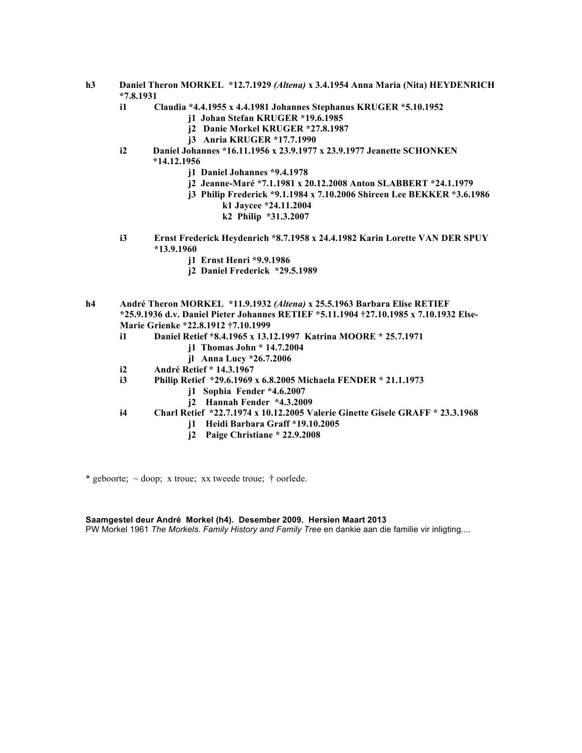**h3 Daniel Theron MORKEL \*12.7.1929 *(Altena)* x 3.4.1954 Anna Maria (Nita) HEYDENRICH \*7.8.1931**

- **i1 Claudia \*4.4.1955 x 4.4.1981 Johannes Stephanus KRUGER \*5.10.1952**
  - **j1 Johan Stefan KRUGER \*19.6.1985**
  - **j2 Danie Morkel KRUGER \*27.8.1987**
  - **j3 Anria KRUGER \*17.7.1990**
- **i2 Daniel Johannes \*16.11.1956 x 23.9.1977 x 23.9.1977 Jeanette SCHONKEN \*14.12.1956**
  - **j1 Daniel Johannes \*9.4.1978**
  - **j2 Jeanne-Maré \*7.1.1981 x 20.12.2008 Anton SLABBERT \*24.1.1979**
  - **j3 Philip Frederick \*9.1.1984 x 7.10.2006 Shireen Lee BEKKER \*3.6.1986**
    - **k1 Jaycee \*24.11.2004**
    - **k2 Philip \*31.3.2007**
- **i3 Ernst Frederick Heydenrich \*8.7.1958 x 24.4.1982 Karin Lorette VAN DER SPUY \*13.9.1960**
  - **j1 Ernst Henri \*9.9.1986**
  - **j2 Daniel Frederick \*29.5.1989**

**h4 André Theron MORKEL \*11.9.1932 *(Altena)* x 25.5.1963 Barbara Elise RETIEF \*25.9.1936 d.v. Daniel Pieter Johannes RETIEF \*5.11.1904 †27.10.1985 x 7.10.1932 Else-Marie Grienke \*22.8.1912 †7.10.1999**

- **i1 Daniel Retief \*8.4.1965 x 13.12.1997 Katrina MOORE \* 25.7.1971**
  - **j1 Thomas John \* 14.7.2004**
  - **jl Anna Lucy \*26.7.2006**
- **i2 André Retief \* 14.3.1967**
- **i3 Philip Retief \*29.6.1969 x 6.8.2005 Michaela FENDER \* 21.1.1973**
  - **j1 Sophia Fender \*4.6.2007**
  - **j2 Hannah Fender \*4.3.2009**
- **i4 Charl Retief \*22.7.1974 x 10.12.2005 Valerie Ginette Gisele GRAFF \* 23.3.1968**
  - **j1 Heidi Barbara Graff \*19.10.2005**
  - **j2 Paige Christiane \* 22.9.2008**

\* geboorte; ~ doop; x troue; xx tweede troue; † oorlede.

**Saamgestel deur André Morkel (h4). Desember 2009. Hersien Maart 2013**

PW Morkel 1961 *The Morkels. Family History and Family Tree* en dankie aan die familie vir inligting....